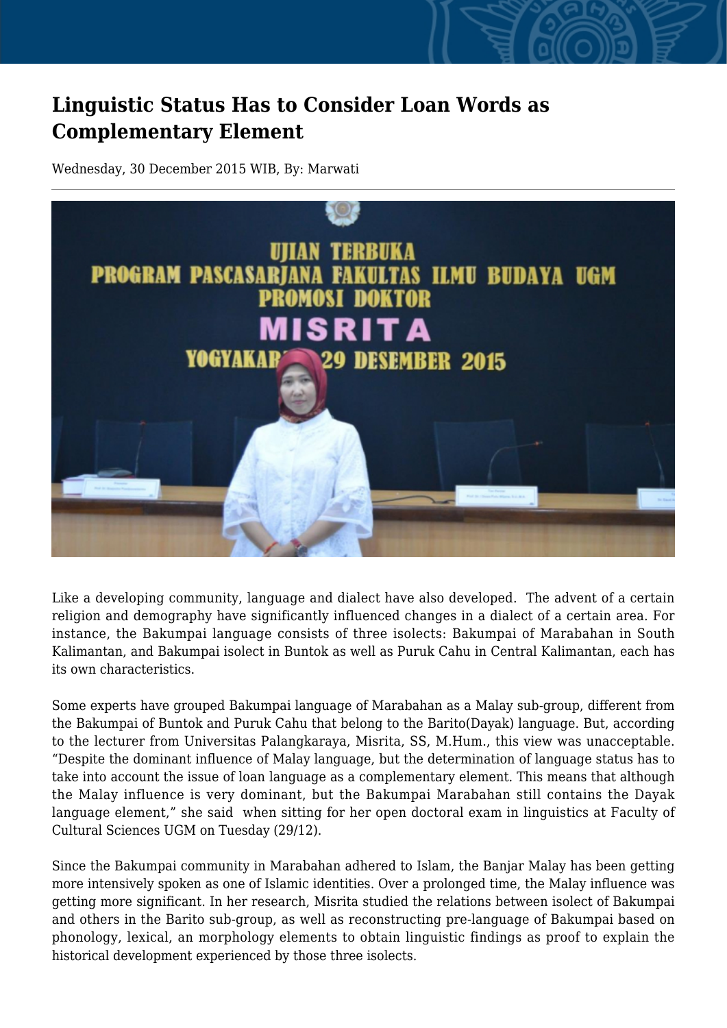# Linguistic Status Has to Consider Loan Words as Complementary Element

Wednesday, 30 December 2015 WIB, By: Marwati

Like a developing community, language and dialect have also developed. The advent of a certain religion and demography have significantly influenced changes in a dialect of a certain area. For instance, the Bakumpai language consists of three isolects: Bakumpai of Marabahan in South Kalimantan, and Bakumpai isolect in Buntok as well as Puruk Cahu in Central Kalimantan, each has its own characteristics.

Some experts have grouped Bakumpai language of Marabahan as a Malay sub-group, different from the Bakumpai of Buntok and Puruk Cahu that belong to the Barito(Dayak) language. But, according to the lecturer from Universitas Palangkaraya, Misrita, SS, M.Hum., this view was unacceptable. "Despite the dominant influence of Malay language, but the determination of language status has to take into account the issue of loan language as a complementary element. This means that although the Malay influence is very dominant, but the Bakumpai Marabahan still contains the Dayak language element," she said when sitting for her open doctoral exam in linguistics at Faculty of Cultural Sciences UGM on Tuesday (29/12).

Since the Bakumpai community in Marabahan adhered to Islam, the Banjar Malay has been getting more intensively spoken as one of Islamic identities. Over a prolonged time, the Malay influence was getting more significant. In her research, Misrita studied the relations between isolect of Bakumpai and others in the Barito sub-group, as well as reconstructing pre-language of Bakumpai based on phonology, lexical, an morphology elements to obtain linguistic findings as proof to explain the historical development experienced by those three isolects.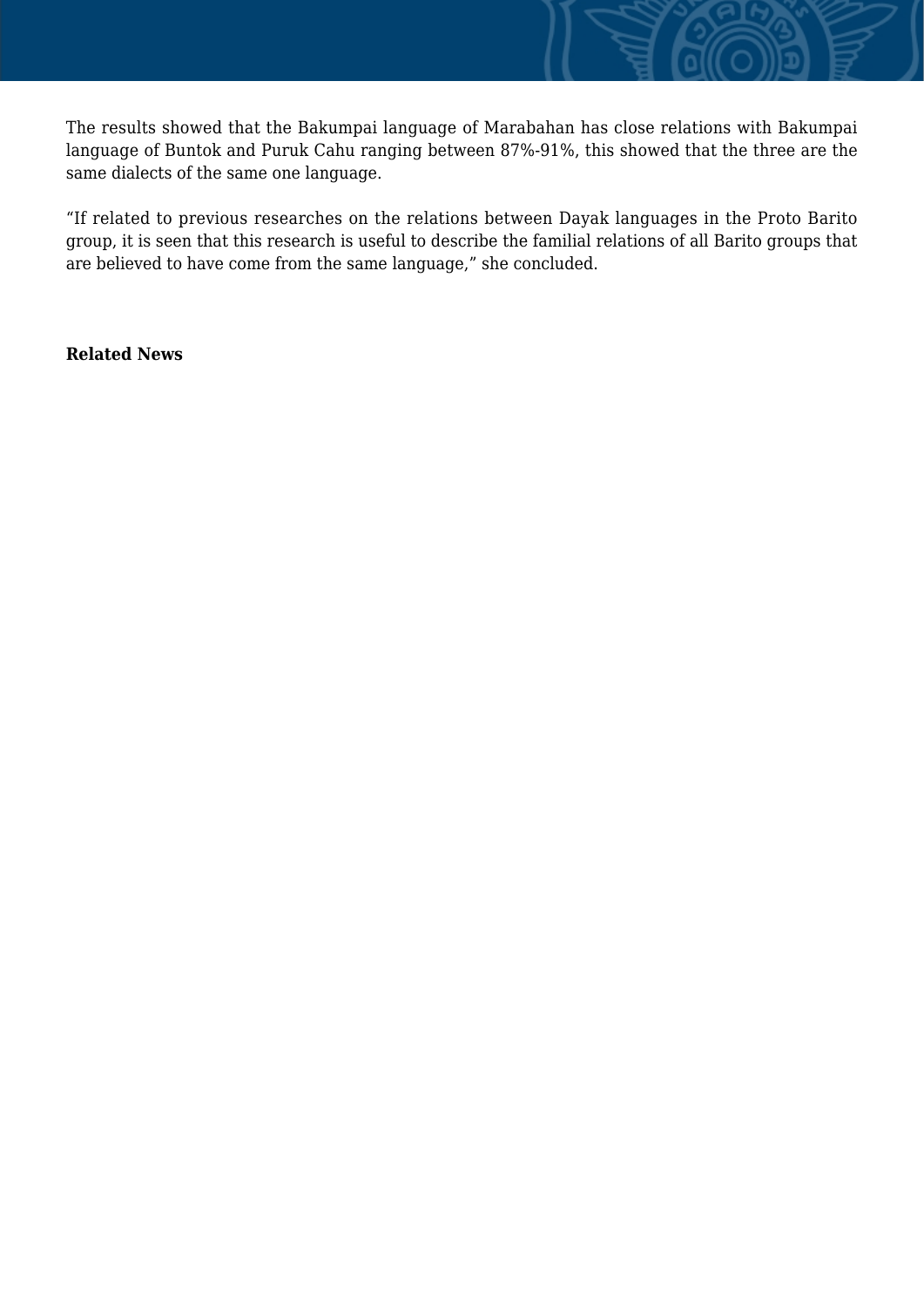The results showed that the Bakumpai language of Marabahan has close relations with Bakumpai language of Buntok and Puruk Cahu ranging between 87%-91%, this showed that the three are the same dialects of the same one language.

“If related to previous researches on the relations between Dayak languages in the Proto Barito group, it is seen that this research is useful to describe the familial relations of all Barito groups that are believed to have come from the same language,” she concluded.

**Related News**